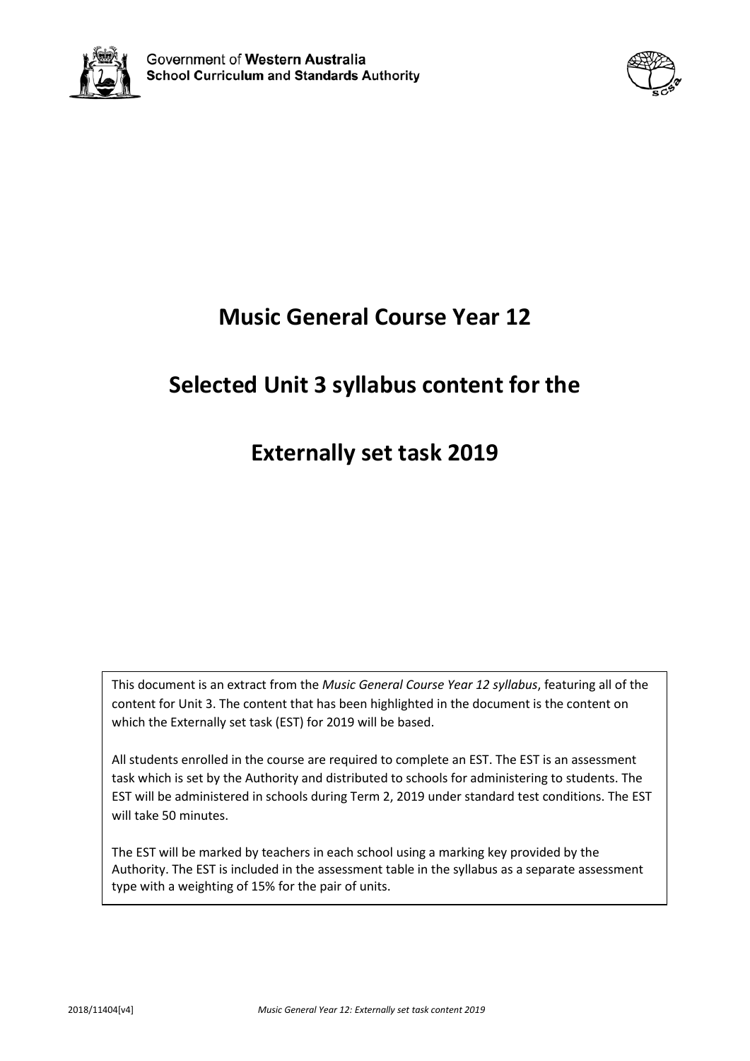Government of Western Australia
School Curriculum and Standards Authority

# Music General Course Year 12

# Selected Unit 3 syllabus content for the

# Externally set task 2019

This document is an extract from the *Music General Course Year 12 syllabus*, featuring all of the content for Unit 3. The content that has been highlighted in the document is the content on which the Externally set task (EST) for 2019 will be based.

All students enrolled in the course are required to complete an EST. The EST is an assessment task which is set by the Authority and distributed to schools for administering to students. The EST will be administered in schools during Term 2, 2019 under standard test conditions. The EST will take 50 minutes.

The EST will be marked by teachers in each school using a marking key provided by the Authority. The EST is included in the assessment table in the syllabus as a separate assessment type with a weighting of 15% for the pair of units.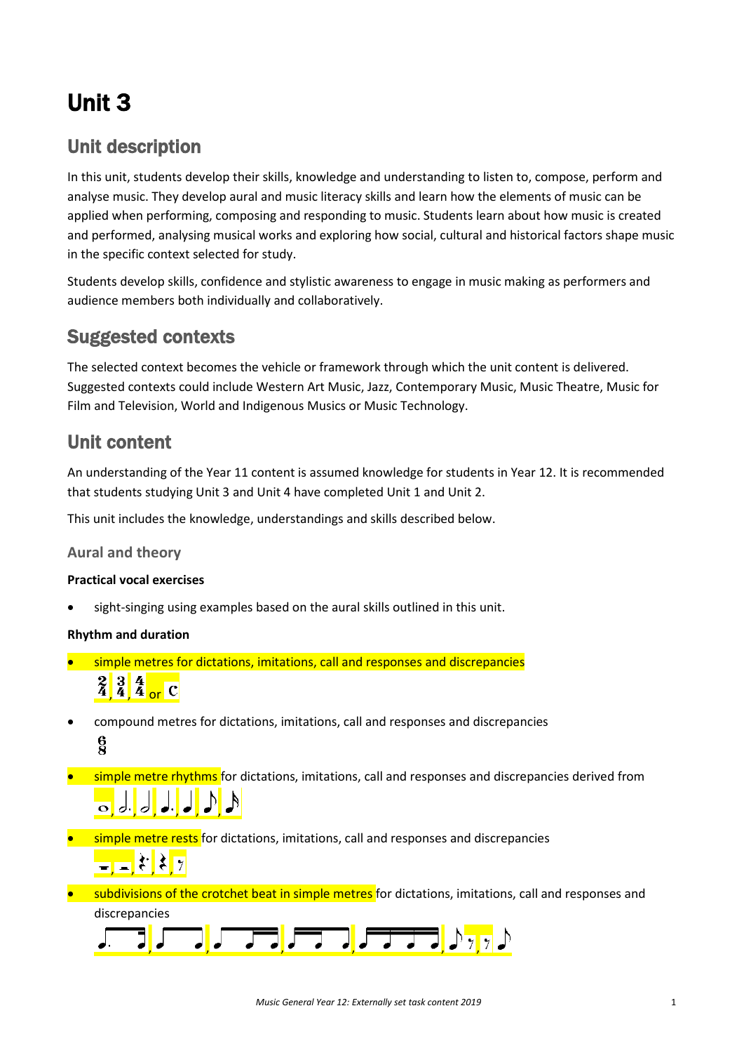# Unit 3

## Unit description

In this unit, students develop their skills, knowledge and understanding to listen to, compose, perform and analyse music. They develop aural and music literacy skills and learn how the elements of music can be applied when performing, composing and responding to music. Students learn about how music is created and performed, analysing musical works and exploring how social, cultural and historical factors shape music in the specific context selected for study.

Students develop skills, confidence and stylistic awareness to engage in music making as performers and audience members both individually and collaboratively.

## Suggested contexts

The selected context becomes the vehicle or framework through which the unit content is delivered. Suggested contexts could include Western Art Music, Jazz, Contemporary Music, Music Theatre, Music for Film and Television, World and Indigenous Musics or Music Technology.

## Unit content

An understanding of the Year 11 content is assumed knowledge for students in Year 12. It is recommended that students studying Unit 3 and Unit 4 have completed Unit 1 and Unit 2.

This unit includes the knowledge, understandings and skills described below.

### Aural and theory

**Practical vocal exercises**

- sight-singing using examples based on the aural skills outlined in this unit.

**Rhythm and duration**

- simple metres for dictations, imitations, call and responses and discrepancies
  $\frac{2}{4}$, $\frac{3}{4}$, $\frac{4}{4}$ or C
- compound metres for dictations, imitations, call and responses and discrepancies
  $\frac{6}{8}$
- simple metre rhythms for dictations, imitations, call and responses and discrepancies derived from
  𝅝, 𝅗𝅥., 𝅗𝅥, ♩., ♩, ♪, 𝅘𝅥𝅯
- simple metre rests for dictations, imitations, call and responses and discrepancies
  𝄻, 𝄼, 𝄽., 𝄽, 𝄾
- subdivisions of the crotchet beat in simple metres for dictations, imitations, call and responses and discrepancies
  ♪. 𝅘𝅥𝅯, ♪ ♪, ♪ 𝅘𝅥𝅯 𝅘𝅥𝅯, 𝅘𝅥𝅯 𝅘𝅥𝅯 ♪, 𝅘𝅥𝅯 𝅘𝅥𝅯 𝅘𝅥𝅯 𝅘𝅥𝅯, ♪ 𝄾, 𝄾 ♪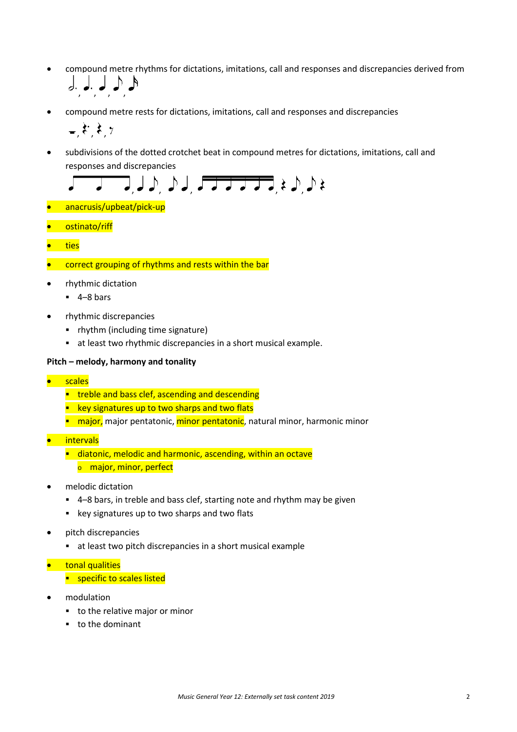- compound metre rhythms for dictations, imitations, call and responses and discrepancies derived from 𝅗𝅥. , ♩. , ♩ , ♪ , 𝅘𝅥𝅯

- compound metre rests for dictations, imitations, call and responses and discrepancies

  𝄼 , 𝄽. , 𝄽 , 𝄾

- subdivisions of the dotted crotchet beat in compound metres for dictations, imitations, call and responses and discrepancies

- anacrusis/upbeat/pick-up
- ostinato/riff
- ties
- correct grouping of rhythms and rests within the bar
- rhythmic dictation
  - 4–8 bars
- rhythmic discrepancies
  - rhythm (including time signature)
  - at least two rhythmic discrepancies in a short musical example.

**Pitch – melody, harmony and tonality**

- scales
  - treble and bass clef, ascending and descending
  - key signatures up to two sharps and two flats
  - major, major pentatonic, minor pentatonic, natural minor, harmonic minor
- intervals
  - diatonic, melodic and harmonic, ascending, within an octave
    - major, minor, perfect
- melodic dictation
  - 4–8 bars, in treble and bass clef, starting note and rhythm may be given
  - key signatures up to two sharps and two flats
- pitch discrepancies
  - at least two pitch discrepancies in a short musical example
- tonal qualities
  - specific to scales listed
- modulation
  - to the relative major or minor
  - to the dominant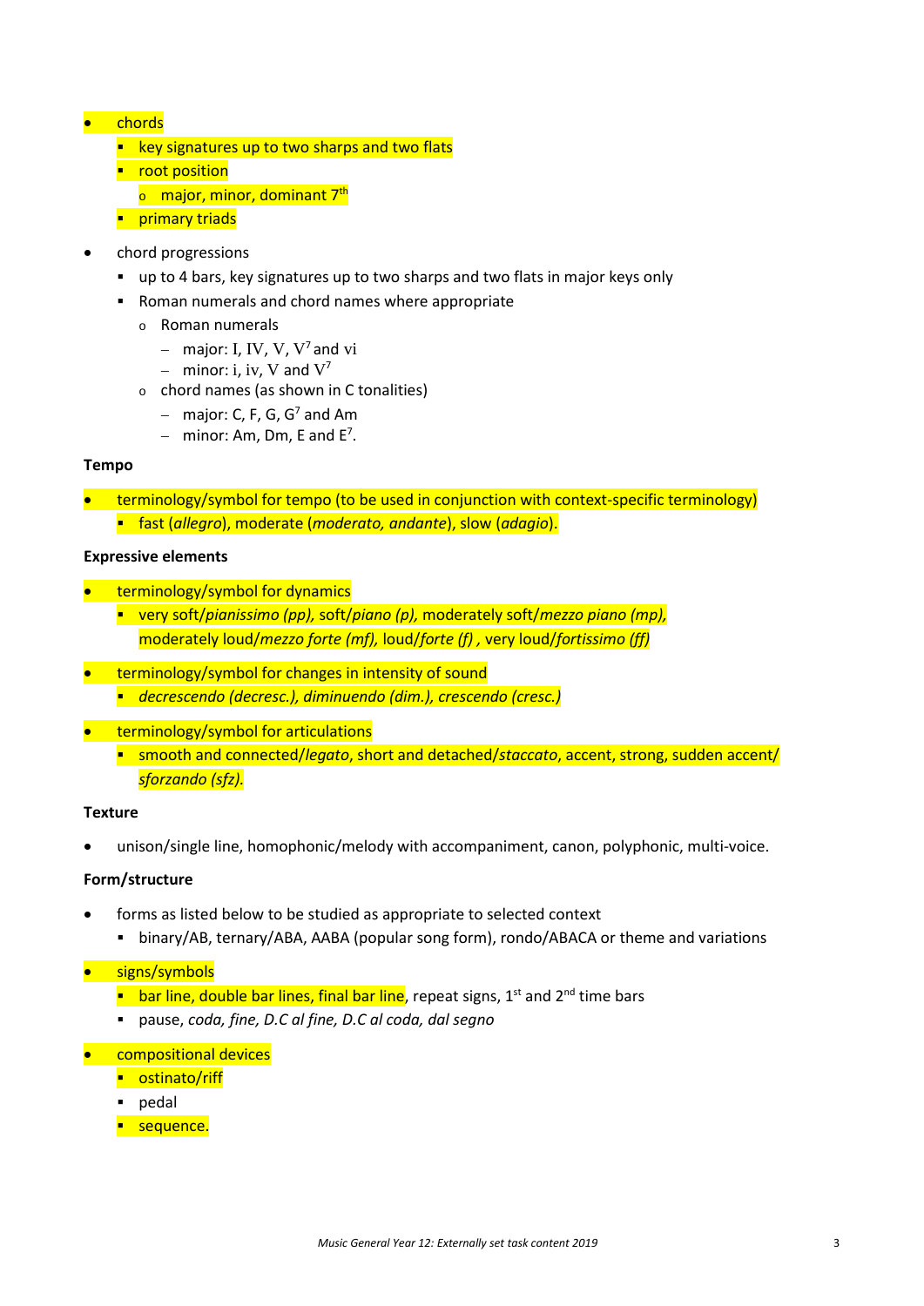- chords
  - key signatures up to two sharps and two flats
  - root position
    - major, minor, dominant $7^{th}$
  - primary triads
- chord progressions
  - up to 4 bars, key signatures up to two sharps and two flats in major keys only
  - Roman numerals and chord names where appropriate
    - Roman numerals
      - major: I, IV, V, $V^7$ and vi
      - minor: i, iv, V and $V^7$
    - chord names (as shown in C tonalities)
      - major: C, F, G, $G^7$ and Am
      - minor: Am, Dm, E and $E^7$.

**Tempo**

- terminology/symbol for tempo (to be used in conjunction with context-specific terminology)
  - fast (*allegro*), moderate (*moderato, andante*), slow (*adagio*).

**Expressive elements**

- terminology/symbol for dynamics
  - very soft/*pianissimo (pp),* soft/*piano (p),* moderately soft/*mezzo piano (mp),* moderately loud/*mezzo forte (mf),* loud/*forte (f)* , very loud/*fortissimo (ff)*
- terminology/symbol for changes in intensity of sound
  - *decrescendo (decresc.), diminuendo (dim.), crescendo (cresc.)*
- terminology/symbol for articulations
  - smooth and connected/*legato*, short and detached/*staccato*, accent, strong, sudden accent/ *sforzando (sfz).*

**Texture**

- unison/single line, homophonic/melody with accompaniment, canon, polyphonic, multi-voice.

**Form/structure**

- forms as listed below to be studied as appropriate to selected context
  - binary/AB, ternary/ABA, AABA (popular song form), rondo/ABACA or theme and variations
- signs/symbols
  - bar line, double bar lines, final bar line, repeat signs, 1st and 2nd time bars
  - pause, *coda, fine, D.C al fine, D.C al coda, dal segno*
- compositional devices
  - ostinato/riff
  - pedal
  - sequence.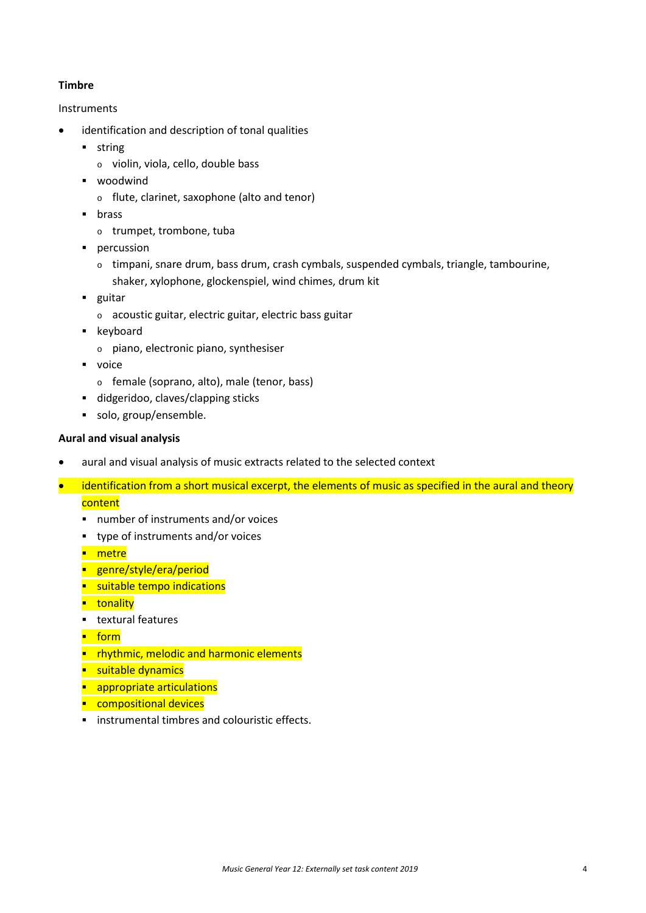**Timbre**

Instruments

- identification and description of tonal qualities
  - string
    - violin, viola, cello, double bass
  - woodwind
    - flute, clarinet, saxophone (alto and tenor)
  - brass
    - trumpet, trombone, tuba
  - percussion
    - timpani, snare drum, bass drum, crash cymbals, suspended cymbals, triangle, tambourine, shaker, xylophone, glockenspiel, wind chimes, drum kit
  - guitar
    - acoustic guitar, electric guitar, electric bass guitar
  - keyboard
    - piano, electronic piano, synthesiser
  - voice
    - female (soprano, alto), male (tenor, bass)
  - didgeridoo, claves/clapping sticks
  - solo, group/ensemble.

**Aural and visual analysis**

- aural and visual analysis of music extracts related to the selected context
- identification from a short musical excerpt, the elements of music as specified in the aural and theory content
  - number of instruments and/or voices
  - type of instruments and/or voices
  - metre
  - genre/style/era/period
  - suitable tempo indications
  - tonality
  - textural features
  - form
  - rhythmic, melodic and harmonic elements
  - suitable dynamics
  - appropriate articulations
  - compositional devices
  - instrumental timbres and colouristic effects.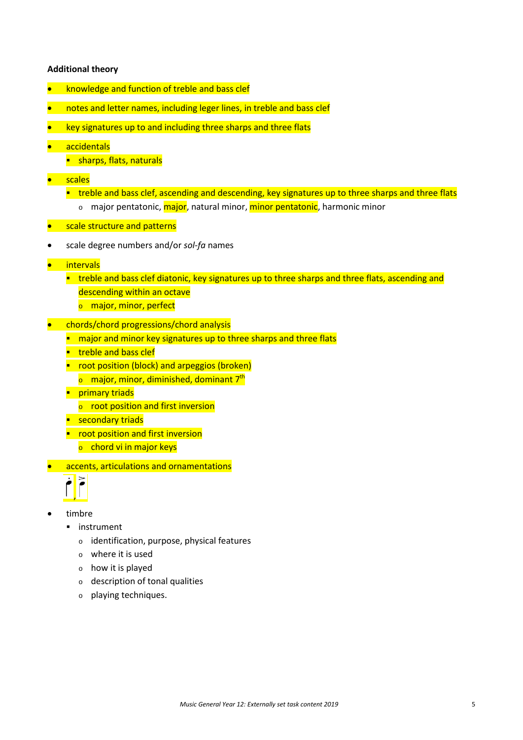**Additional theory**

- knowledge and function of treble and bass clef
- notes and letter names, including leger lines, in treble and bass clef
- key signatures up to and including three sharps and three flats
- accidentals
  - sharps, flats, naturals
- scales
  - treble and bass clef, ascending and descending, key signatures up to three sharps and three flats
    - major pentatonic, major, natural minor, minor pentatonic, harmonic minor
- scale structure and patterns
- scale degree numbers and/or *sol-fa* names
- intervals
  - treble and bass clef diatonic, key signatures up to three sharps and three flats, ascending and descending within an octave
    - major, minor, perfect
- chords/chord progressions/chord analysis
  - major and minor key signatures up to three sharps and three flats
  - treble and bass clef
  - root position (block) and arpeggios (broken)
    - major, minor, diminished, dominant 7th
  - primary triads
    - root position and first inversion
  - secondary triads
  - root position and first inversion
    - chord vi in major keys
- accents, articulations and ornamentations
- timbre
  - instrument
    - identification, purpose, physical features
    - where it is used
    - how it is played
    - description of tonal qualities
    - playing techniques.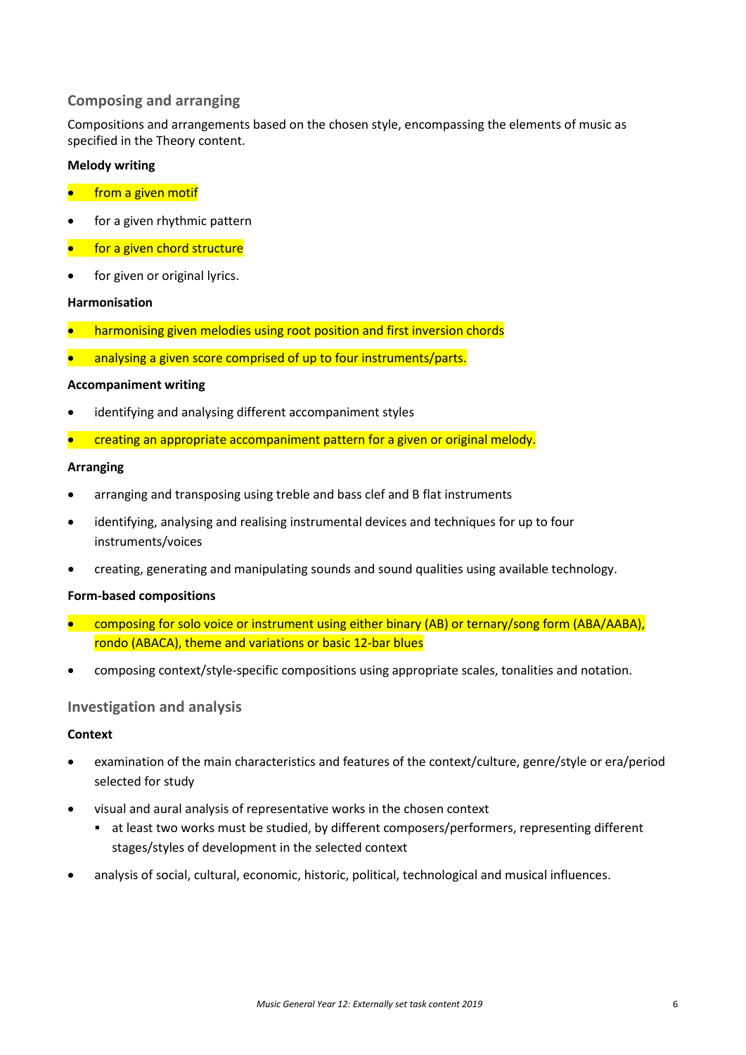## Composing and arranging

Compositions and arrangements based on the chosen style, encompassing the elements of music as specified in the Theory content.

**Melody writing**

- from a given motif
- for a given rhythmic pattern
- for a given chord structure
- for given or original lyrics.

**Harmonisation**

- harmonising given melodies using root position and first inversion chords
- analysing a given score comprised of up to four instruments/parts.

**Accompaniment writing**

- identifying and analysing different accompaniment styles
- creating an appropriate accompaniment pattern for a given or original melody.

**Arranging**

- arranging and transposing using treble and bass clef and B flat instruments
- identifying, analysing and realising instrumental devices and techniques for up to four instruments/voices
- creating, generating and manipulating sounds and sound qualities using available technology.

**Form-based compositions**

- composing for solo voice or instrument using either binary (AB) or ternary/song form (ABA/AABA), rondo (ABACA), theme and variations or basic 12-bar blues
- composing context/style-specific compositions using appropriate scales, tonalities and notation.

## Investigation and analysis

**Context**

- examination of the main characteristics and features of the context/culture, genre/style or era/period selected for study
- visual and aural analysis of representative works in the chosen context
  - at least two works must be studied, by different composers/performers, representing different stages/styles of development in the selected context
- analysis of social, cultural, economic, historic, political, technological and musical influences.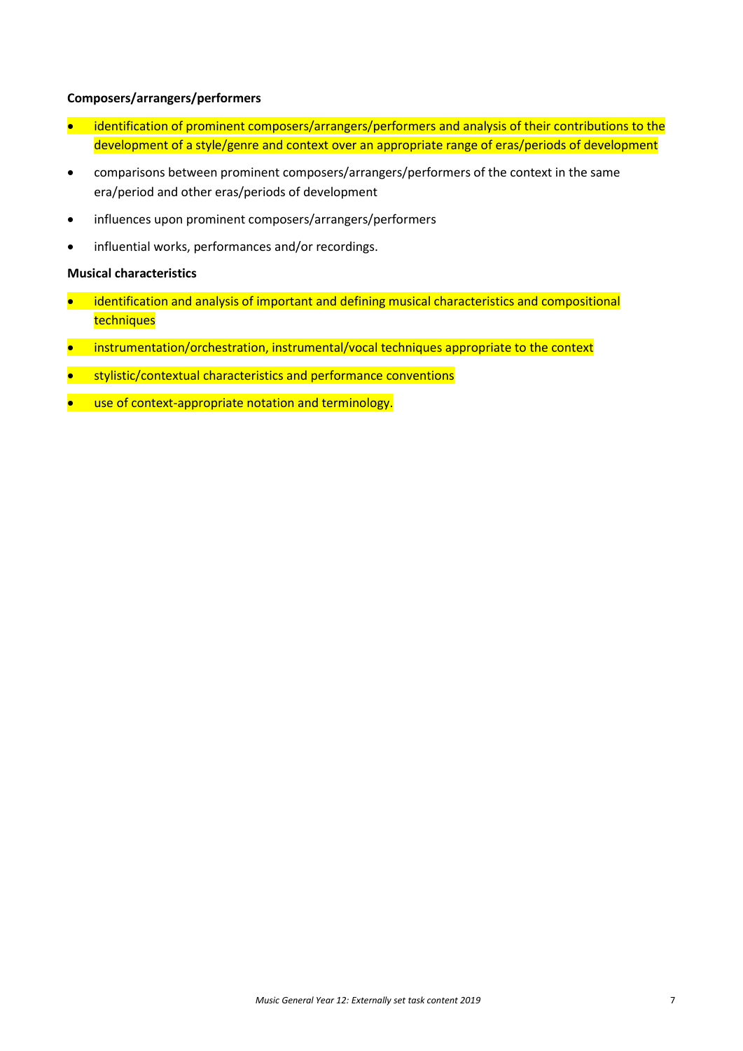**Composers/arrangers/performers**

- identification of prominent composers/arrangers/performers and analysis of their contributions to the development of a style/genre and context over an appropriate range of eras/periods of development
- comparisons between prominent composers/arrangers/performers of the context in the same era/period and other eras/periods of development
- influences upon prominent composers/arrangers/performers
- influential works, performances and/or recordings.

**Musical characteristics**

- identification and analysis of important and defining musical characteristics and compositional techniques
- instrumentation/orchestration, instrumental/vocal techniques appropriate to the context
- stylistic/contextual characteristics and performance conventions
- use of context-appropriate notation and terminology.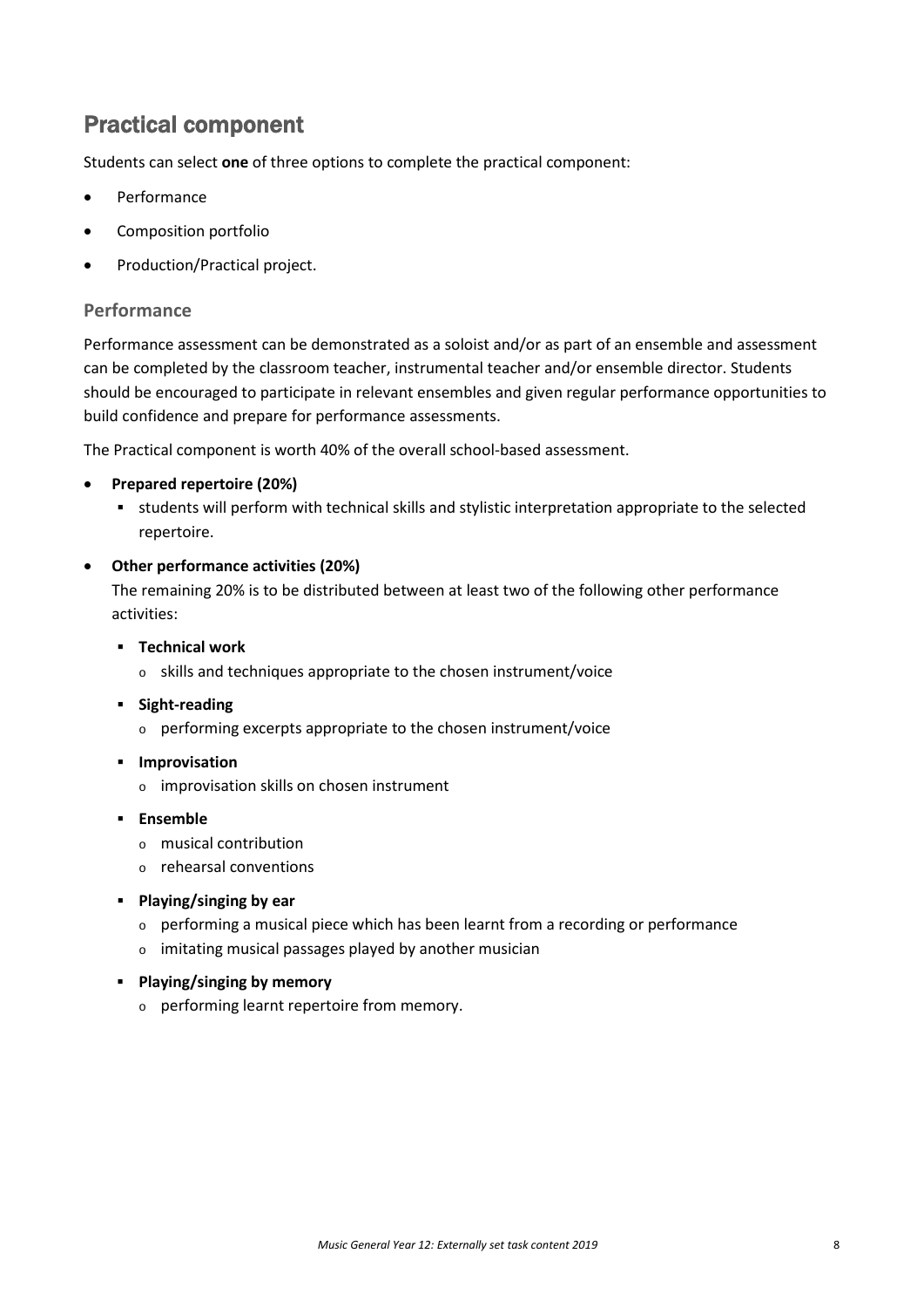## Practical component

Students can select **one** of three options to complete the practical component:

- Performance
- Composition portfolio
- Production/Practical project.

### Performance

Performance assessment can be demonstrated as a soloist and/or as part of an ensemble and assessment can be completed by the classroom teacher, instrumental teacher and/or ensemble director. Students should be encouraged to participate in relevant ensembles and given regular performance opportunities to build confidence and prepare for performance assessments.

The Practical component is worth 40% of the overall school-based assessment.

- **Prepared repertoire (20%)**
  - students will perform with technical skills and stylistic interpretation appropriate to the selected repertoire.
- **Other performance activities (20%)**

  The remaining 20% is to be distributed between at least two of the following other performance activities:
  - **Technical work**
    - skills and techniques appropriate to the chosen instrument/voice
  - **Sight-reading**
    - performing excerpts appropriate to the chosen instrument/voice
  - **Improvisation**
    - improvisation skills on chosen instrument
  - **Ensemble**
    - musical contribution
    - rehearsal conventions
  - **Playing/singing by ear**
    - performing a musical piece which has been learnt from a recording or performance
    - imitating musical passages played by another musician
  - **Playing/singing by memory**
    - performing learnt repertoire from memory.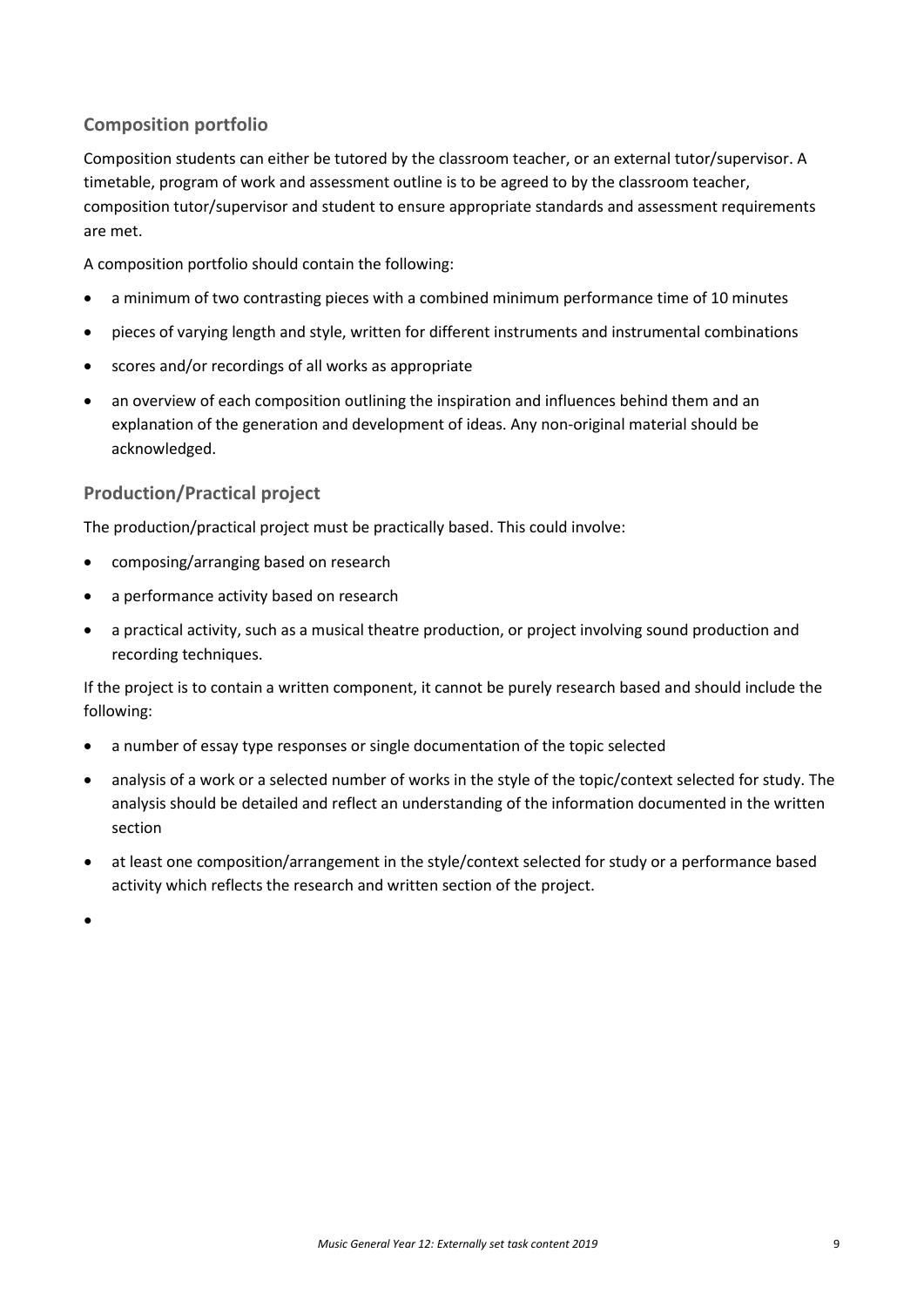## Composition portfolio

Composition students can either be tutored by the classroom teacher, or an external tutor/supervisor. A timetable, program of work and assessment outline is to be agreed to by the classroom teacher, composition tutor/supervisor and student to ensure appropriate standards and assessment requirements are met.

A composition portfolio should contain the following:

- a minimum of two contrasting pieces with a combined minimum performance time of 10 minutes
- pieces of varying length and style, written for different instruments and instrumental combinations
- scores and/or recordings of all works as appropriate
- an overview of each composition outlining the inspiration and influences behind them and an explanation of the generation and development of ideas. Any non-original material should be acknowledged.

## Production/Practical project

The production/practical project must be practically based. This could involve:

- composing/arranging based on research
- a performance activity based on research
- a practical activity, such as a musical theatre production, or project involving sound production and recording techniques.

If the project is to contain a written component, it cannot be purely research based and should include the following:

- a number of essay type responses or single documentation of the topic selected
- analysis of a work or a selected number of works in the style of the topic/context selected for study. The analysis should be detailed and reflect an understanding of the information documented in the written section
- at least one composition/arrangement in the style/context selected for study or a performance based activity which reflects the research and written section of the project.